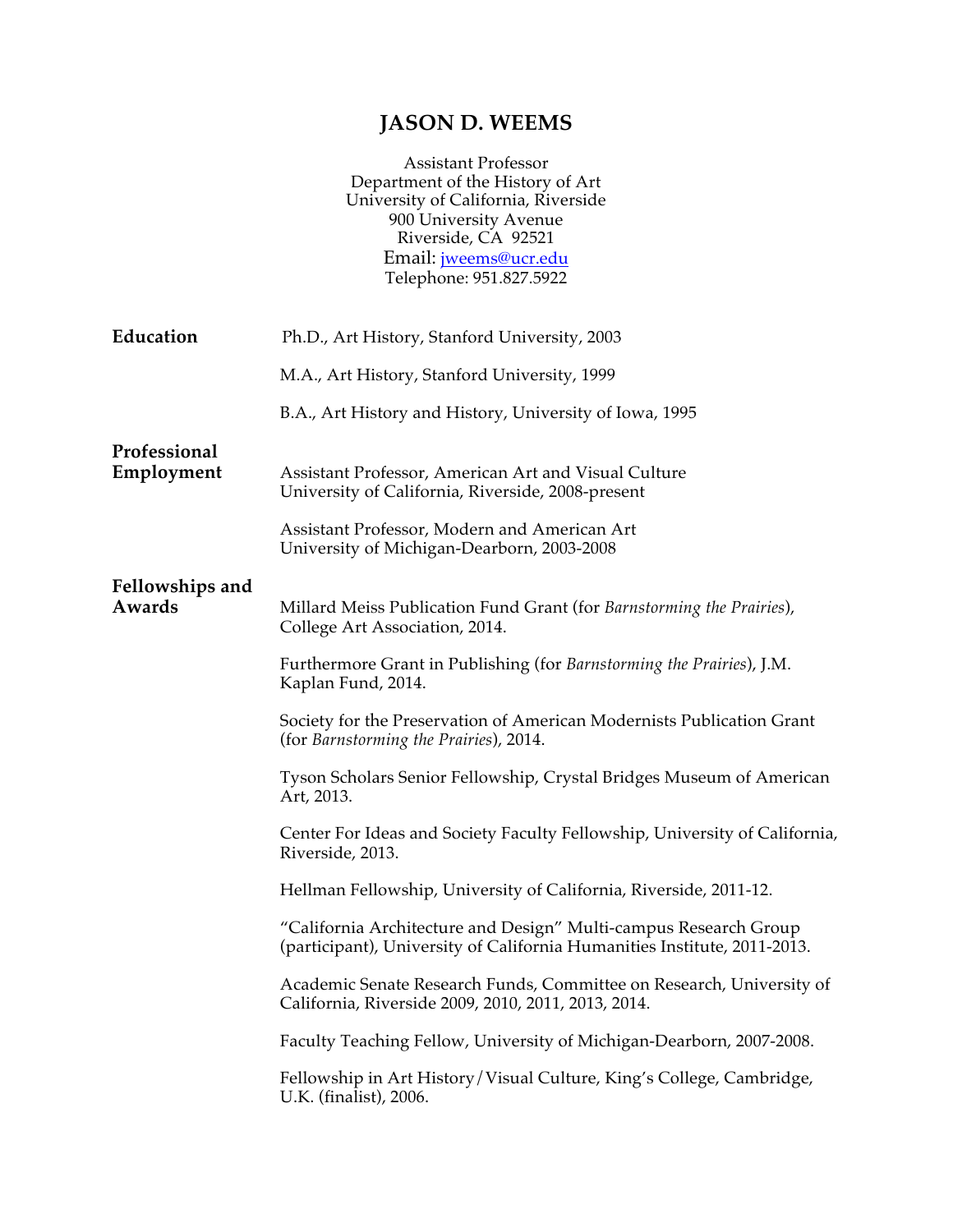# JASON D. WEEMS

Assistant Professor
Department of the History of Art
University of California, Riverside
900 University Avenue
Riverside, CA 92521
Email: jweems@ucr.edu
Telephone: 951.827.5922

## Education

Ph.D., Art History, Stanford University, 2003

M.A., Art History, Stanford University, 1999

B.A., Art History and History, University of Iowa, 1995

## Professional Employment

Assistant Professor, American Art and Visual Culture
University of California, Riverside, 2008-present

Assistant Professor, Modern and American Art
University of Michigan-Dearborn, 2003-2008

## Fellowships and Awards

Millard Meiss Publication Fund Grant (for *Barnstorming the Prairies*), College Art Association, 2014.

Furthermore Grant in Publishing (for *Barnstorming the Prairies*), J.M. Kaplan Fund, 2014.

Society for the Preservation of American Modernists Publication Grant (for *Barnstorming the Prairies*), 2014.

Tyson Scholars Senior Fellowship, Crystal Bridges Museum of American Art, 2013.

Center For Ideas and Society Faculty Fellowship, University of California, Riverside, 2013.

Hellman Fellowship, University of California, Riverside, 2011-12.

"California Architecture and Design" Multi-campus Research Group (participant), University of California Humanities Institute, 2011-2013.

Academic Senate Research Funds, Committee on Research, University of California, Riverside 2009, 2010, 2011, 2013, 2014.

Faculty Teaching Fellow, University of Michigan-Dearborn, 2007-2008.

Fellowship in Art History/Visual Culture, King's College, Cambridge, U.K. (finalist), 2006.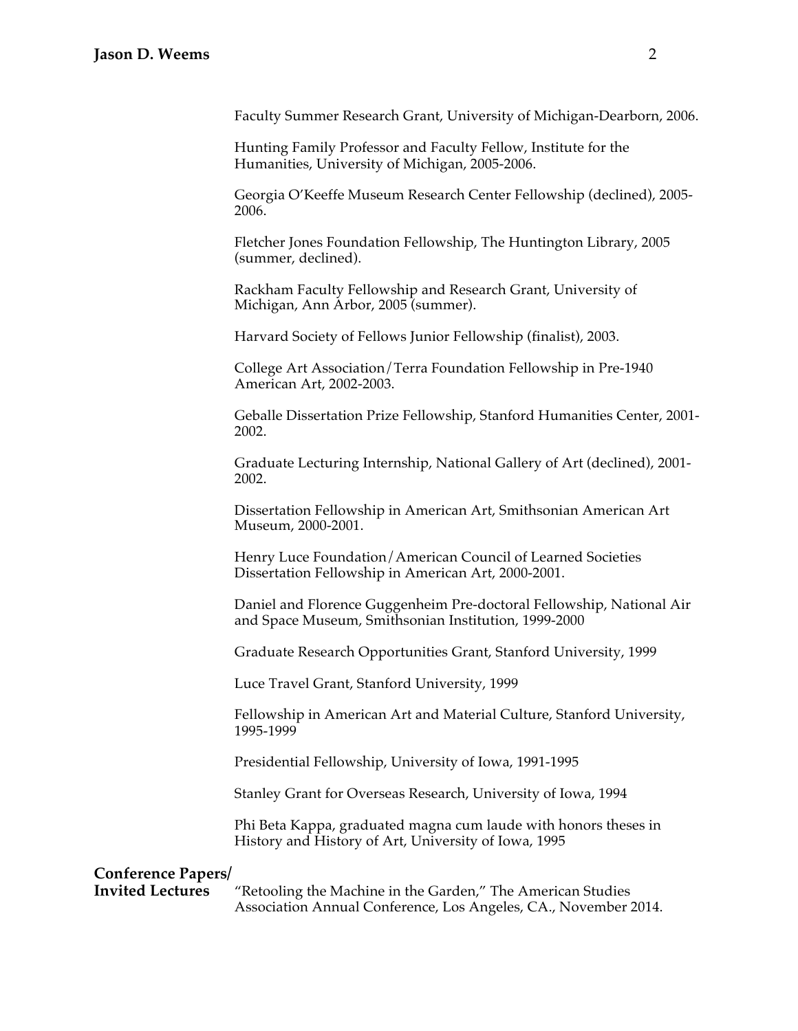Faculty Summer Research Grant, University of Michigan-Dearborn, 2006.

Hunting Family Professor and Faculty Fellow, Institute for the Humanities, University of Michigan, 2005-2006.

Georgia O'Keeffe Museum Research Center Fellowship (declined), 2005-2006.

Fletcher Jones Foundation Fellowship, The Huntington Library, 2005 (summer, declined).

Rackham Faculty Fellowship and Research Grant, University of Michigan, Ann Arbor, 2005 (summer).

Harvard Society of Fellows Junior Fellowship (finalist), 2003.

College Art Association/Terra Foundation Fellowship in Pre-1940 American Art, 2002-2003.

Geballe Dissertation Prize Fellowship, Stanford Humanities Center, 2001-2002.

Graduate Lecturing Internship, National Gallery of Art (declined), 2001-2002.

Dissertation Fellowship in American Art, Smithsonian American Art Museum, 2000-2001.

Henry Luce Foundation/American Council of Learned Societies Dissertation Fellowship in American Art, 2000-2001.

Daniel and Florence Guggenheim Pre-doctoral Fellowship, National Air and Space Museum, Smithsonian Institution, 1999-2000

Graduate Research Opportunities Grant, Stanford University, 1999

Luce Travel Grant, Stanford University, 1999

Fellowship in American Art and Material Culture, Stanford University, 1995-1999

Presidential Fellowship, University of Iowa, 1991-1995

Stanley Grant for Overseas Research, University of Iowa, 1994

Phi Beta Kappa, graduated magna cum laude with honors theses in History and History of Art, University of Iowa, 1995

**Conference Papers/ Invited Lectures**

"Retooling the Machine in the Garden," The American Studies Association Annual Conference, Los Angeles, CA., November 2014.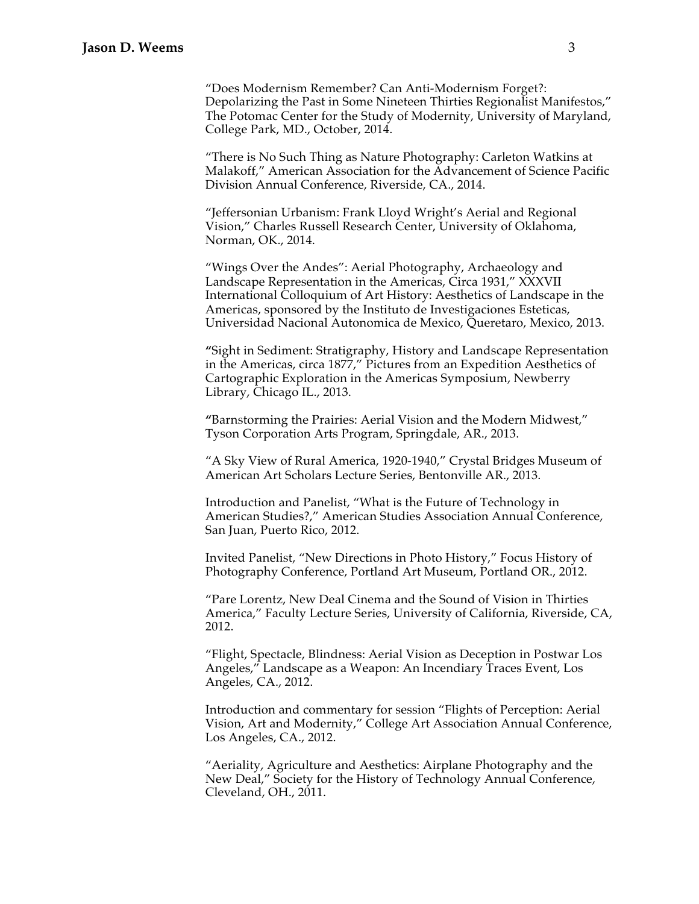"Does Modernism Remember? Can Anti-Modernism Forget?: Depolarizing the Past in Some Nineteen Thirties Regionalist Manifestos," The Potomac Center for the Study of Modernity, University of Maryland, College Park, MD., October, 2014.

"There is No Such Thing as Nature Photography: Carleton Watkins at Malakoff," American Association for the Advancement of Science Pacific Division Annual Conference, Riverside, CA., 2014.

"Jeffersonian Urbanism: Frank Lloyd Wright's Aerial and Regional Vision," Charles Russell Research Center, University of Oklahoma, Norman, OK., 2014.

"Wings Over the Andes": Aerial Photography, Archaeology and Landscape Representation in the Americas, Circa 1931," XXXVII International Colloquium of Art History: Aesthetics of Landscape in the Americas, sponsored by the Instituto de Investigaciones Esteticas, Universidad Nacional Autonomica de Mexico, Queretaro, Mexico, 2013.

"Sight in Sediment: Stratigraphy, History and Landscape Representation in the Americas, circa 1877," Pictures from an Expedition Aesthetics of Cartographic Exploration in the Americas Symposium, Newberry Library, Chicago IL., 2013.

"Barnstorming the Prairies: Aerial Vision and the Modern Midwest," Tyson Corporation Arts Program, Springdale, AR., 2013.

"A Sky View of Rural America, 1920-1940," Crystal Bridges Museum of American Art Scholars Lecture Series, Bentonville AR., 2013.

Introduction and Panelist, "What is the Future of Technology in American Studies?," American Studies Association Annual Conference, San Juan, Puerto Rico, 2012.

Invited Panelist, "New Directions in Photo History," Focus History of Photography Conference, Portland Art Museum, Portland OR., 2012.

"Pare Lorentz, New Deal Cinema and the Sound of Vision in Thirties America," Faculty Lecture Series, University of California, Riverside, CA, 2012.

"Flight, Spectacle, Blindness: Aerial Vision as Deception in Postwar Los Angeles," Landscape as a Weapon: An Incendiary Traces Event, Los Angeles, CA., 2012.

Introduction and commentary for session "Flights of Perception: Aerial Vision, Art and Modernity," College Art Association Annual Conference, Los Angeles, CA., 2012.

"Aeriality, Agriculture and Aesthetics: Airplane Photography and the New Deal," Society for the History of Technology Annual Conference, Cleveland, OH., 2011.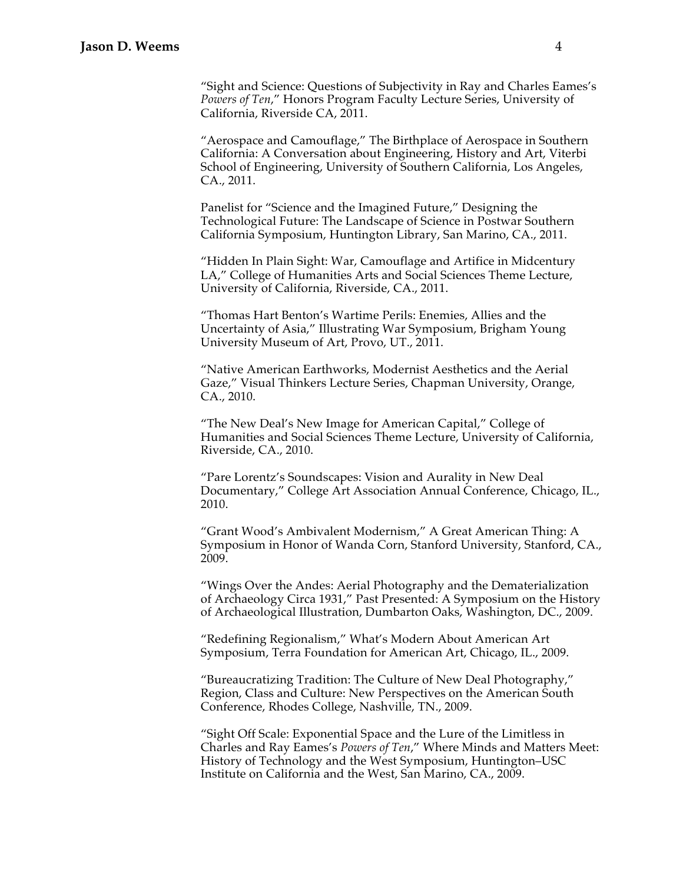“Sight and Science: Questions of Subjectivity in Ray and Charles Eames’s *Powers of Ten*,” Honors Program Faculty Lecture Series, University of California, Riverside CA, 2011.

“Aerospace and Camouflage,” The Birthplace of Aerospace in Southern California: A Conversation about Engineering, History and Art, Viterbi School of Engineering, University of Southern California, Los Angeles, CA., 2011.

Panelist for “Science and the Imagined Future,” Designing the Technological Future: The Landscape of Science in Postwar Southern California Symposium, Huntington Library, San Marino, CA., 2011.

“Hidden In Plain Sight: War, Camouflage and Artifice in Midcentury LA,” College of Humanities Arts and Social Sciences Theme Lecture, University of California, Riverside, CA., 2011.

“Thomas Hart Benton’s Wartime Perils: Enemies, Allies and the Uncertainty of Asia,” Illustrating War Symposium, Brigham Young University Museum of Art, Provo, UT., 2011.

“Native American Earthworks, Modernist Aesthetics and the Aerial Gaze,” Visual Thinkers Lecture Series, Chapman University, Orange, CA., 2010.

“The New Deal’s New Image for American Capital,” College of Humanities and Social Sciences Theme Lecture, University of California, Riverside, CA., 2010.

“Pare Lorentz’s Soundscapes: Vision and Aurality in New Deal Documentary,” College Art Association Annual Conference, Chicago, IL., 2010.

“Grant Wood’s Ambivalent Modernism,” A Great American Thing: A Symposium in Honor of Wanda Corn, Stanford University, Stanford, CA., 2009.

“Wings Over the Andes: Aerial Photography and the Dematerialization of Archaeology Circa 1931,” Past Presented: A Symposium on the History of Archaeological Illustration, Dumbarton Oaks, Washington, DC., 2009.

“Redefining Regionalism,” What’s Modern About American Art Symposium, Terra Foundation for American Art, Chicago, IL., 2009.

“Bureaucratizing Tradition: The Culture of New Deal Photography,” Region, Class and Culture: New Perspectives on the American South Conference, Rhodes College, Nashville, TN., 2009.

“Sight Off Scale: Exponential Space and the Lure of the Limitless in Charles and Ray Eames’s *Powers of Ten*,” Where Minds and Matters Meet: History of Technology and the West Symposium, Huntington–USC Institute on California and the West, San Marino, CA., 2009.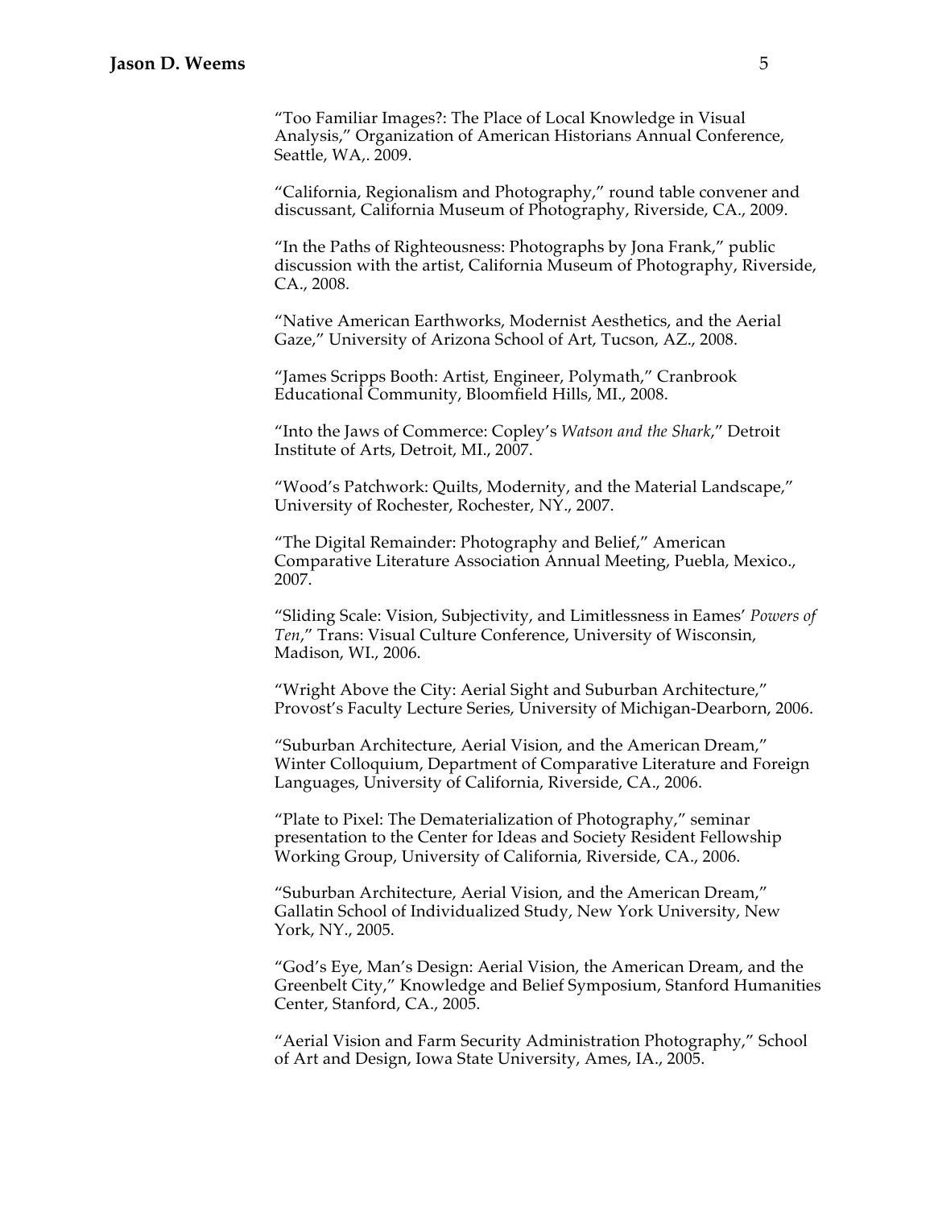"Too Familiar Images?: The Place of Local Knowledge in Visual Analysis," Organization of American Historians Annual Conference, Seattle, WA,. 2009.

"California, Regionalism and Photography," round table convener and discussant, California Museum of Photography, Riverside, CA., 2009.

"In the Paths of Righteousness: Photographs by Jona Frank," public discussion with the artist, California Museum of Photography, Riverside, CA., 2008.

"Native American Earthworks, Modernist Aesthetics, and the Aerial Gaze," University of Arizona School of Art, Tucson, AZ., 2008.

"James Scripps Booth: Artist, Engineer, Polymath," Cranbrook Educational Community, Bloomfield Hills, MI., 2008.

"Into the Jaws of Commerce: Copley's *Watson and the Shark*," Detroit Institute of Arts, Detroit, MI., 2007.

"Wood's Patchwork: Quilts, Modernity, and the Material Landscape," University of Rochester, Rochester, NY., 2007.

"The Digital Remainder: Photography and Belief," American Comparative Literature Association Annual Meeting, Puebla, Mexico., 2007.

"Sliding Scale: Vision, Subjectivity, and Limitlessness in Eames' *Powers of Ten*," Trans: Visual Culture Conference, University of Wisconsin, Madison, WI., 2006.

"Wright Above the City: Aerial Sight and Suburban Architecture," Provost's Faculty Lecture Series, University of Michigan-Dearborn, 2006.

"Suburban Architecture, Aerial Vision, and the American Dream," Winter Colloquium, Department of Comparative Literature and Foreign Languages, University of California, Riverside, CA., 2006.

"Plate to Pixel: The Dematerialization of Photography," seminar presentation to the Center for Ideas and Society Resident Fellowship Working Group, University of California, Riverside, CA., 2006.

"Suburban Architecture, Aerial Vision, and the American Dream," Gallatin School of Individualized Study, New York University, New York, NY., 2005.

"God's Eye, Man's Design: Aerial Vision, the American Dream, and the Greenbelt City," Knowledge and Belief Symposium, Stanford Humanities Center, Stanford, CA., 2005.

"Aerial Vision and Farm Security Administration Photography," School of Art and Design, Iowa State University, Ames, IA., 2005.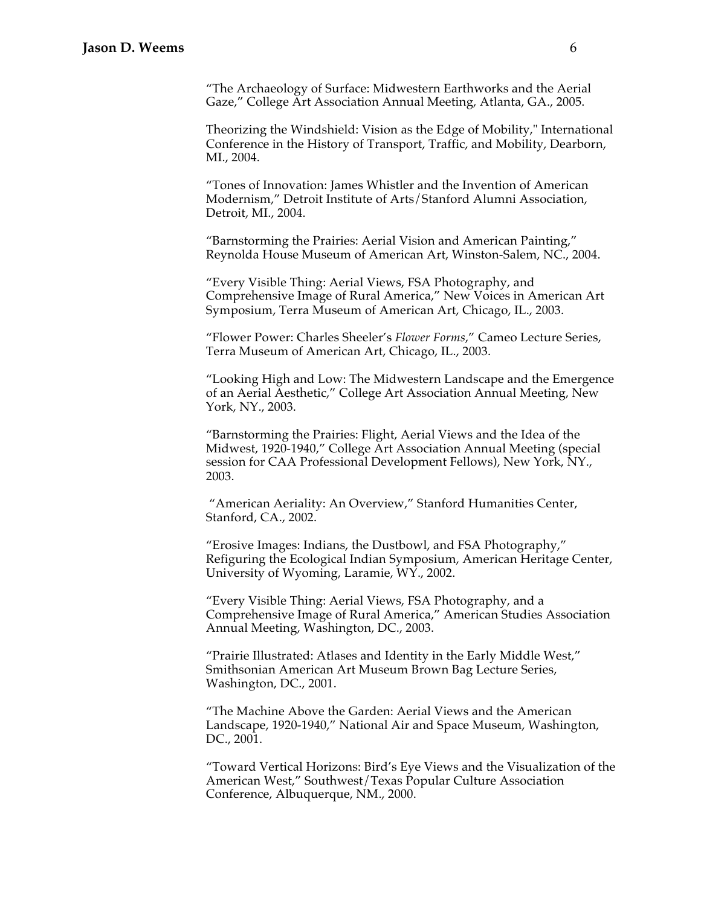"The Archaeology of Surface: Midwestern Earthworks and the Aerial Gaze," College Art Association Annual Meeting, Atlanta, GA., 2005.

Theorizing the Windshield: Vision as the Edge of Mobility," International Conference in the History of Transport, Traffic, and Mobility, Dearborn, MI., 2004.

"Tones of Innovation: James Whistler and the Invention of American Modernism," Detroit Institute of Arts/Stanford Alumni Association, Detroit, MI., 2004.

"Barnstorming the Prairies: Aerial Vision and American Painting," Reynolda House Museum of American Art, Winston-Salem, NC., 2004.

"Every Visible Thing: Aerial Views, FSA Photography, and Comprehensive Image of Rural America," New Voices in American Art Symposium, Terra Museum of American Art, Chicago, IL., 2003.

"Flower Power: Charles Sheeler's *Flower Forms*," Cameo Lecture Series, Terra Museum of American Art, Chicago, IL., 2003.

"Looking High and Low: The Midwestern Landscape and the Emergence of an Aerial Aesthetic," College Art Association Annual Meeting, New York, NY., 2003.

"Barnstorming the Prairies: Flight, Aerial Views and the Idea of the Midwest, 1920-1940," College Art Association Annual Meeting (special session for CAA Professional Development Fellows), New York, NY., 2003.

"American Aeriality: An Overview," Stanford Humanities Center, Stanford, CA., 2002.

"Erosive Images: Indians, the Dustbowl, and FSA Photography," Refiguring the Ecological Indian Symposium, American Heritage Center, University of Wyoming, Laramie, WY., 2002.

"Every Visible Thing: Aerial Views, FSA Photography, and a Comprehensive Image of Rural America," American Studies Association Annual Meeting, Washington, DC., 2003.

"Prairie Illustrated: Atlases and Identity in the Early Middle West," Smithsonian American Art Museum Brown Bag Lecture Series, Washington, DC., 2001.

"The Machine Above the Garden: Aerial Views and the American Landscape, 1920-1940," National Air and Space Museum, Washington, DC., 2001.

"Toward Vertical Horizons: Bird's Eye Views and the Visualization of the American West," Southwest/Texas Popular Culture Association Conference, Albuquerque, NM., 2000.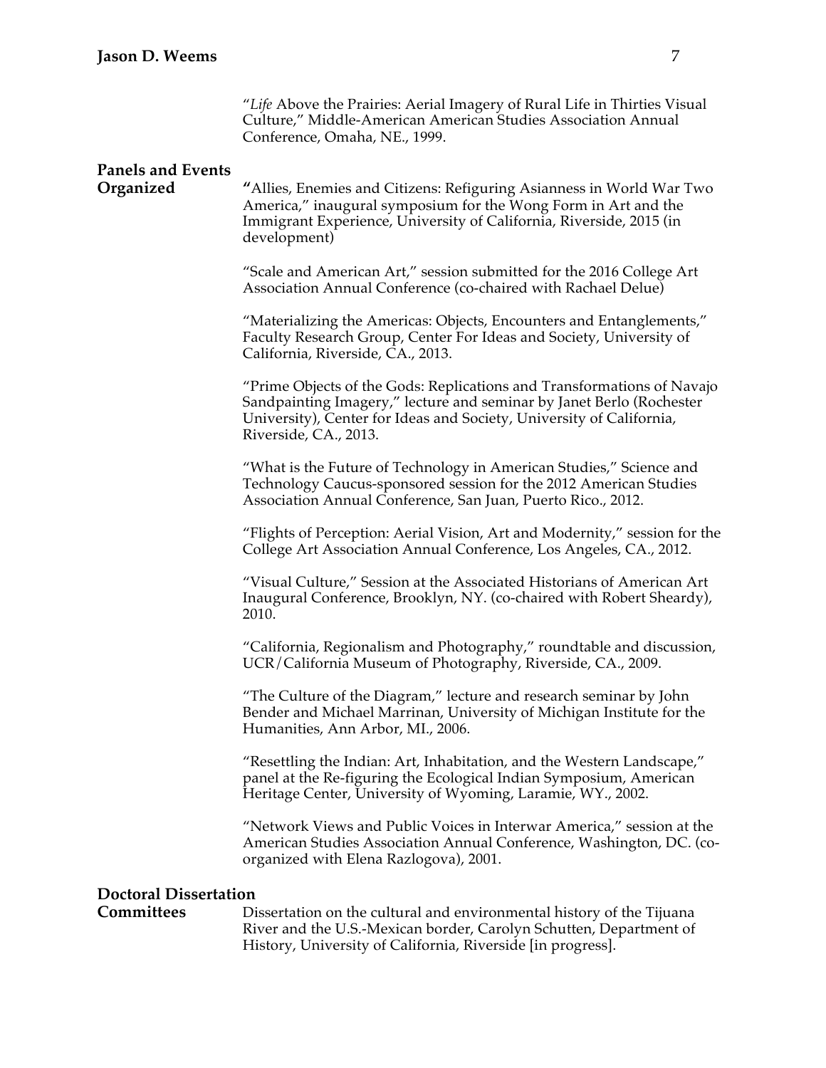"*Life* Above the Prairies: Aerial Imagery of Rural Life in Thirties Visual Culture," Middle-American American Studies Association Annual Conference, Omaha, NE., 1999.

**Panels and Events Organized**

"Allies, Enemies and Citizens: Refiguring Asianness in World War Two America," inaugural symposium for the Wong Form in Art and the Immigrant Experience, University of California, Riverside, 2015 (in development)

"Scale and American Art," session submitted for the 2016 College Art Association Annual Conference (co-chaired with Rachael Delue)

"Materializing the Americas: Objects, Encounters and Entanglements," Faculty Research Group, Center For Ideas and Society, University of California, Riverside, CA., 2013.

"Prime Objects of the Gods: Replications and Transformations of Navajo Sandpainting Imagery," lecture and seminar by Janet Berlo (Rochester University), Center for Ideas and Society, University of California, Riverside, CA., 2013.

"What is the Future of Technology in American Studies," Science and Technology Caucus-sponsored session for the 2012 American Studies Association Annual Conference, San Juan, Puerto Rico., 2012.

"Flights of Perception: Aerial Vision, Art and Modernity," session for the College Art Association Annual Conference, Los Angeles, CA., 2012.

"Visual Culture," Session at the Associated Historians of American Art Inaugural Conference, Brooklyn, NY. (co-chaired with Robert Sheardy), 2010.

"California, Regionalism and Photography," roundtable and discussion, UCR/California Museum of Photography, Riverside, CA., 2009.

"The Culture of the Diagram," lecture and research seminar by John Bender and Michael Marrinan, University of Michigan Institute for the Humanities, Ann Arbor, MI., 2006.

"Resettling the Indian: Art, Inhabitation, and the Western Landscape," panel at the Re-figuring the Ecological Indian Symposium, American Heritage Center, University of Wyoming, Laramie, WY., 2002.

"Network Views and Public Voices in Interwar America," session at the American Studies Association Annual Conference, Washington, DC. (co-organized with Elena Razlogova), 2001.

**Doctoral Dissertation Committees**

Dissertation on the cultural and environmental history of the Tijuana River and the U.S.-Mexican border, Carolyn Schutten, Department of History, University of California, Riverside [in progress].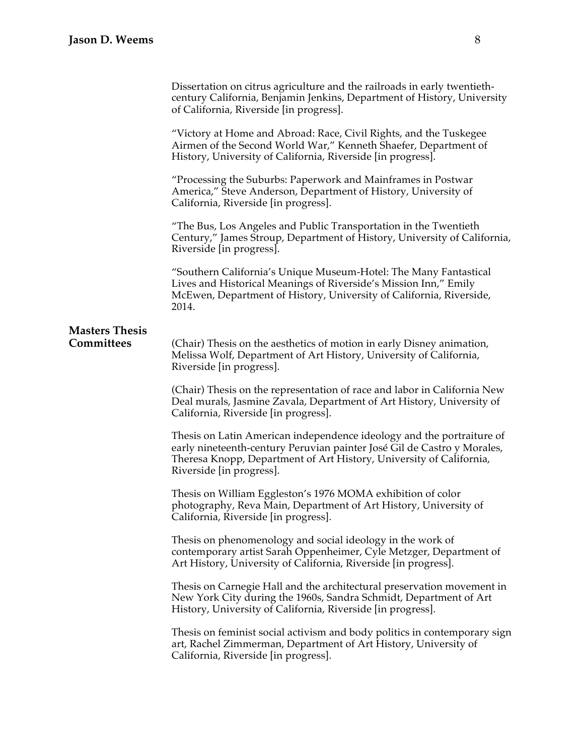Dissertation on citrus agriculture and the railroads in early twentieth-century California, Benjamin Jenkins, Department of History, University of California, Riverside [in progress].

"Victory at Home and Abroad: Race, Civil Rights, and the Tuskegee Airmen of the Second World War," Kenneth Shaefer, Department of History, University of California, Riverside [in progress].

"Processing the Suburbs: Paperwork and Mainframes in Postwar America," Steve Anderson, Department of History, University of California, Riverside [in progress].

"The Bus, Los Angeles and Public Transportation in the Twentieth Century," James Stroup, Department of History, University of California, Riverside [in progress].

"Southern California's Unique Museum-Hotel: The Many Fantastical Lives and Historical Meanings of Riverside's Mission Inn," Emily McEwen, Department of History, University of California, Riverside, 2014.

**Masters Thesis Committees**

(Chair) Thesis on the aesthetics of motion in early Disney animation, Melissa Wolf, Department of Art History, University of California, Riverside [in progress].

(Chair) Thesis on the representation of race and labor in California New Deal murals, Jasmine Zavala, Department of Art History, University of California, Riverside [in progress].

Thesis on Latin American independence ideology and the portraiture of early nineteenth-century Peruvian painter José Gil de Castro y Morales, Theresa Knopp, Department of Art History, University of California, Riverside [in progress].

Thesis on William Eggleston's 1976 MOMA exhibition of color photography, Reva Main, Department of Art History, University of California, Riverside [in progress].

Thesis on phenomenology and social ideology in the work of contemporary artist Sarah Oppenheimer, Cyle Metzger, Department of Art History, University of California, Riverside [in progress].

Thesis on Carnegie Hall and the architectural preservation movement in New York City during the 1960s, Sandra Schmidt, Department of Art History, University of California, Riverside [in progress].

Thesis on feminist social activism and body politics in contemporary sign art, Rachel Zimmerman, Department of Art History, University of California, Riverside [in progress].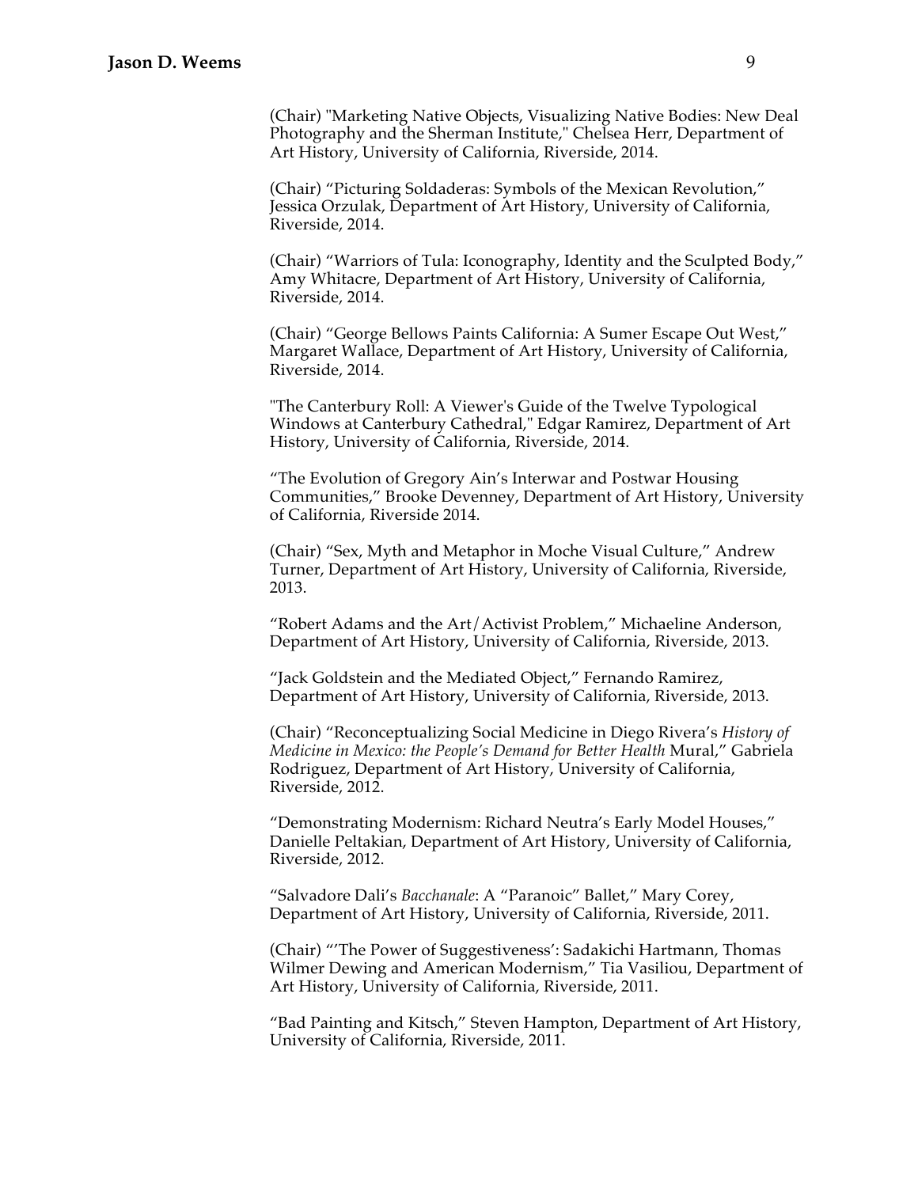(Chair) "Marketing Native Objects, Visualizing Native Bodies: New Deal Photography and the Sherman Institute," Chelsea Herr, Department of Art History, University of California, Riverside, 2014.

(Chair) "Picturing Soldaderas: Symbols of the Mexican Revolution," Jessica Orzulak, Department of Art History, University of California, Riverside, 2014.

(Chair) "Warriors of Tula: Iconography, Identity and the Sculpted Body," Amy Whitacre, Department of Art History, University of California, Riverside, 2014.

(Chair) "George Bellows Paints California: A Sumer Escape Out West," Margaret Wallace, Department of Art History, University of California, Riverside, 2014.

"The Canterbury Roll: A Viewer's Guide of the Twelve Typological Windows at Canterbury Cathedral," Edgar Ramirez, Department of Art History, University of California, Riverside, 2014.

"The Evolution of Gregory Ain's Interwar and Postwar Housing Communities," Brooke Devenney, Department of Art History, University of California, Riverside 2014.

(Chair) "Sex, Myth and Metaphor in Moche Visual Culture," Andrew Turner, Department of Art History, University of California, Riverside, 2013.

"Robert Adams and the Art/Activist Problem," Michaeline Anderson, Department of Art History, University of California, Riverside, 2013.

"Jack Goldstein and the Mediated Object," Fernando Ramirez, Department of Art History, University of California, Riverside, 2013.

(Chair) "Reconceptualizing Social Medicine in Diego Rivera's *History of Medicine in Mexico: the People's Demand for Better Health* Mural," Gabriela Rodriguez, Department of Art History, University of California, Riverside, 2012.

"Demonstrating Modernism: Richard Neutra's Early Model Houses," Danielle Peltakian, Department of Art History, University of California, Riverside, 2012.

"Salvadore Dali's *Bacchanale*: A "Paranoic" Ballet," Mary Corey, Department of Art History, University of California, Riverside, 2011.

(Chair) "'The Power of Suggestiveness': Sadakichi Hartmann, Thomas Wilmer Dewing and American Modernism," Tia Vasiliou, Department of Art History, University of California, Riverside, 2011.

"Bad Painting and Kitsch," Steven Hampton, Department of Art History, University of California, Riverside, 2011.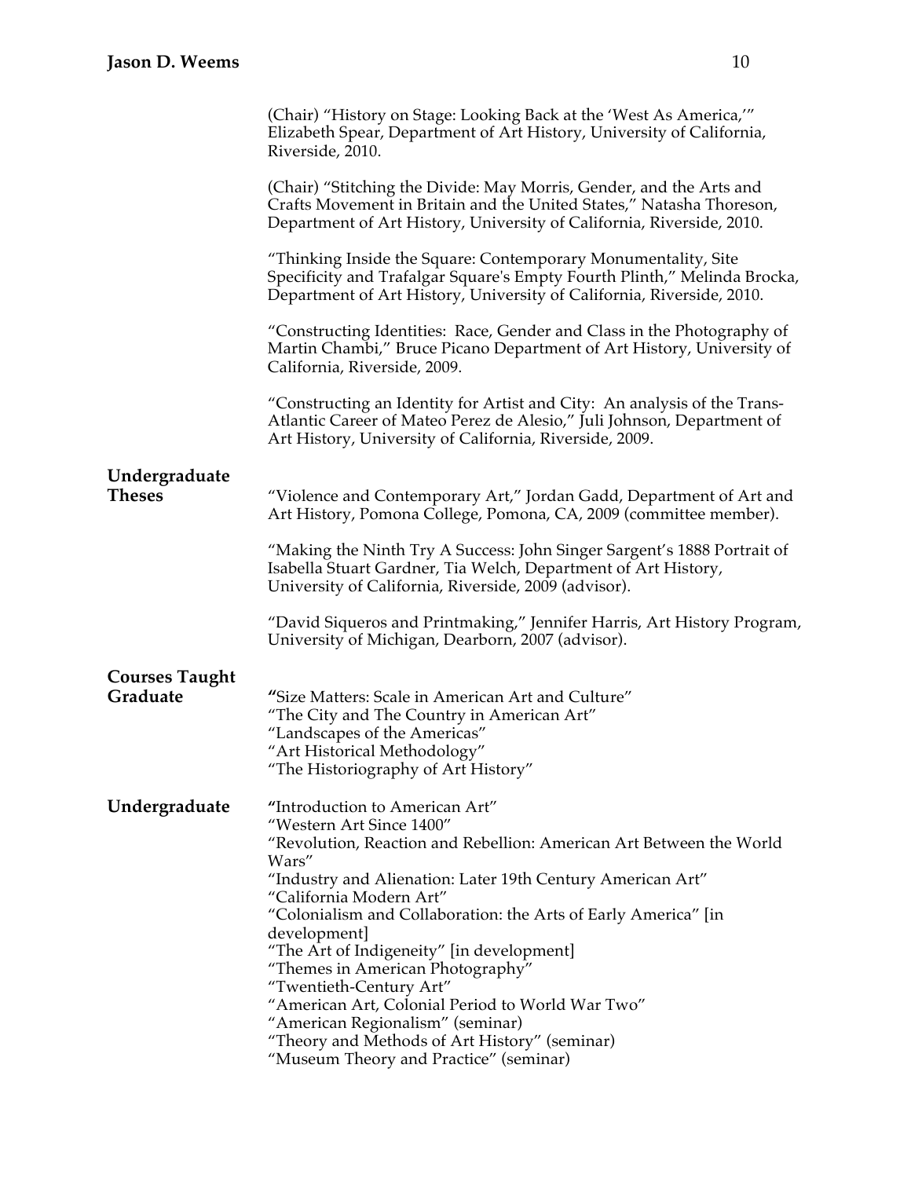(Chair) "History on Stage: Looking Back at the 'West As America,'" Elizabeth Spear, Department of Art History, University of California, Riverside, 2010.

(Chair) "Stitching the Divide: May Morris, Gender, and the Arts and Crafts Movement in Britain and the United States," Natasha Thoreson, Department of Art History, University of California, Riverside, 2010.

"Thinking Inside the Square: Contemporary Monumentality, Site Specificity and Trafalgar Square's Empty Fourth Plinth," Melinda Brocka, Department of Art History, University of California, Riverside, 2010.

"Constructing Identities: Race, Gender and Class in the Photography of Martin Chambi," Bruce Picano Department of Art History, University of California, Riverside, 2009.

"Constructing an Identity for Artist and City: An analysis of the Trans-Atlantic Career of Mateo Perez de Alesio," Juli Johnson, Department of Art History, University of California, Riverside, 2009.

**Undergraduate Theses**

"Violence and Contemporary Art," Jordan Gadd, Department of Art and Art History, Pomona College, Pomona, CA, 2009 (committee member).

"Making the Ninth Try A Success: John Singer Sargent's 1888 Portrait of Isabella Stuart Gardner, Tia Welch, Department of Art History, University of California, Riverside, 2009 (advisor).

"David Siqueros and Printmaking," Jennifer Harris, Art History Program, University of Michigan, Dearborn, 2007 (advisor).

**Courses Taught**

**Graduate**

"Size Matters: Scale in American Art and Culture"
"The City and The Country in American Art"
"Landscapes of the Americas"
"Art Historical Methodology"
"The Historiography of Art History"

**Undergraduate**

"Introduction to American Art"
"Western Art Since 1400"
"Revolution, Reaction and Rebellion: American Art Between the World Wars"
"Industry and Alienation: Later 19th Century American Art"
"California Modern Art"
"Colonialism and Collaboration: the Arts of Early America" [in development]
"The Art of Indigeneity" [in development]
"Themes in American Photography"
"Twentieth-Century Art"
"American Art, Colonial Period to World War Two"
"American Regionalism" (seminar)
"Theory and Methods of Art History" (seminar)
"Museum Theory and Practice" (seminar)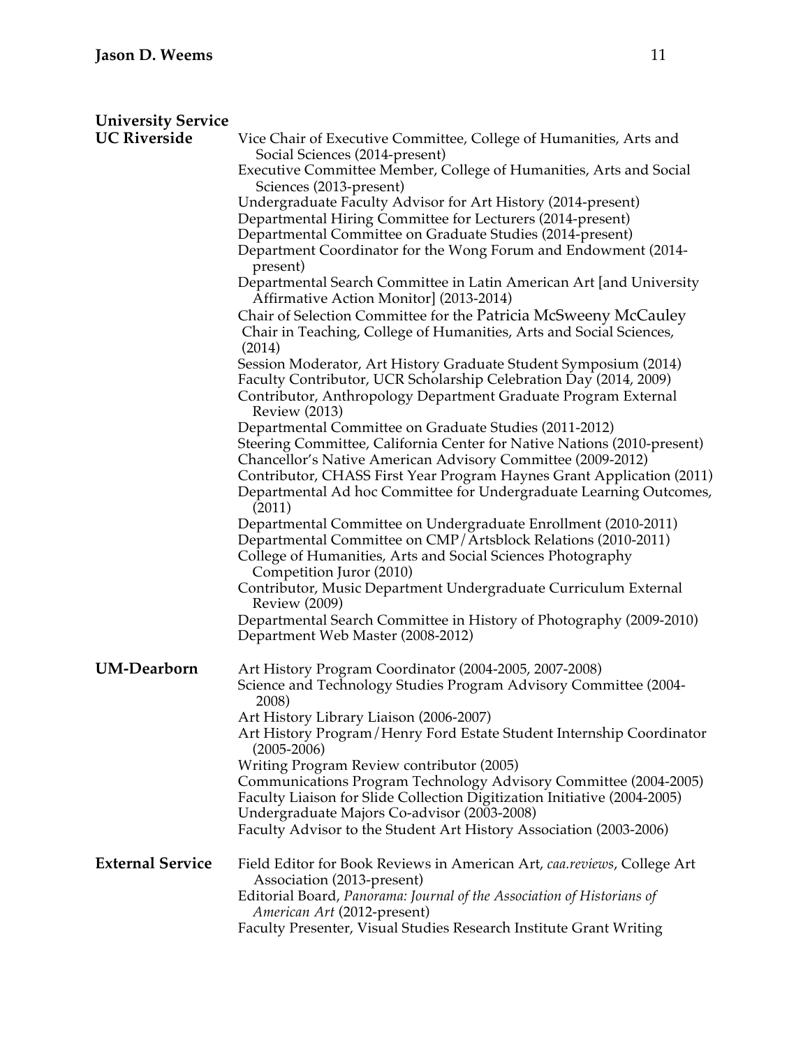## University Service

### UC Riverside

- Vice Chair of Executive Committee, College of Humanities, Arts and Social Sciences (2014-present)
- Executive Committee Member, College of Humanities, Arts and Social Sciences (2013-present)
- Undergraduate Faculty Advisor for Art History (2014-present)
- Departmental Hiring Committee for Lecturers (2014-present)
- Departmental Committee on Graduate Studies (2014-present)
- Department Coordinator for the Wong Forum and Endowment (2014-present)
- Departmental Search Committee in Latin American Art [and University Affirmative Action Monitor] (2013-2014)
- Chair of Selection Committee for the Patricia McSweeny McCauley Chair in Teaching, College of Humanities, Arts and Social Sciences, (2014)
- Session Moderator, Art History Graduate Student Symposium (2014)
- Faculty Contributor, UCR Scholarship Celebration Day (2014, 2009)
- Contributor, Anthropology Department Graduate Program External Review (2013)
- Departmental Committee on Graduate Studies (2011-2012)
- Steering Committee, California Center for Native Nations (2010-present)
- Chancellor's Native American Advisory Committee (2009-2012)
- Contributor, CHASS First Year Program Haynes Grant Application (2011)
- Departmental Ad hoc Committee for Undergraduate Learning Outcomes, (2011)
- Departmental Committee on Undergraduate Enrollment (2010-2011)
- Departmental Committee on CMP/Artsblock Relations (2010-2011)
- College of Humanities, Arts and Social Sciences Photography Competition Juror (2010)
- Contributor, Music Department Undergraduate Curriculum External Review (2009)
- Departmental Search Committee in History of Photography (2009-2010)
- Department Web Master (2008-2012)

### UM-Dearborn

- Art History Program Coordinator (2004-2005, 2007-2008)
- Science and Technology Studies Program Advisory Committee (2004-2008)
- Art History Library Liaison (2006-2007)
- Art History Program/Henry Ford Estate Student Internship Coordinator (2005-2006)
- Writing Program Review contributor (2005)
- Communications Program Technology Advisory Committee (2004-2005)
- Faculty Liaison for Slide Collection Digitization Initiative (2004-2005)
- Undergraduate Majors Co-advisor (2003-2008)
- Faculty Advisor to the Student Art History Association (2003-2006)

### External Service

- Field Editor for Book Reviews in American Art, *caa.reviews*, College Art Association (2013-present)
- Editorial Board, *Panorama: Journal of the Association of Historians of American Art* (2012-present)
- Faculty Presenter, Visual Studies Research Institute Grant Writing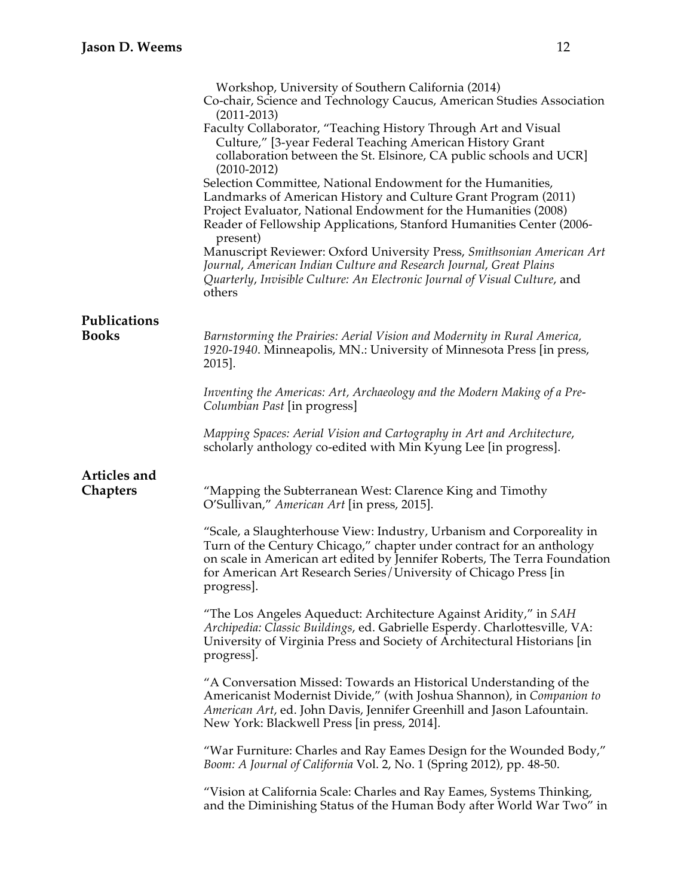Workshop, University of Southern California (2014)

Co-chair, Science and Technology Caucus, American Studies Association (2011-2013)

Faculty Collaborator, "Teaching History Through Art and Visual Culture," [3-year Federal Teaching American History Grant collaboration between the St. Elsinore, CA public schools and UCR] (2010-2012)

Selection Committee, National Endowment for the Humanities, Landmarks of American History and Culture Grant Program (2011)

Project Evaluator, National Endowment for the Humanities (2008)

Reader of Fellowship Applications, Stanford Humanities Center (2006-present)

Manuscript Reviewer: Oxford University Press, *Smithsonian American Art Journal*, *American Indian Culture and Research Journal*, *Great Plains Quarterly*, *Invisible Culture: An Electronic Journal of Visual Culture*, and others

## Publications

### Books

*Barnstorming the Prairies: Aerial Vision and Modernity in Rural America, 1920-1940*. Minneapolis, MN.: University of Minnesota Press [in press, 2015].

*Inventing the Americas: Art, Archaeology and the Modern Making of a Pre-Columbian Past* [in progress]

*Mapping Spaces: Aerial Vision and Cartography in Art and Architecture*, scholarly anthology co-edited with Min Kyung Lee [in progress].

### Articles and Chapters

"Mapping the Subterranean West: Clarence King and Timothy O'Sullivan," *American Art* [in press, 2015].

"Scale, a Slaughterhouse View: Industry, Urbanism and Corporeality in Turn of the Century Chicago," chapter under contract for an anthology on scale in American art edited by Jennifer Roberts, The Terra Foundation for American Art Research Series/University of Chicago Press [in progress].

"The Los Angeles Aqueduct: Architecture Against Aridity," in *SAH Archipedia: Classic Buildings*, ed. Gabrielle Esperdy. Charlottesville, VA: University of Virginia Press and Society of Architectural Historians [in progress].

"A Conversation Missed: Towards an Historical Understanding of the Americanist Modernist Divide," (with Joshua Shannon), in *Companion to American Art*, ed. John Davis, Jennifer Greenhill and Jason Lafountain. New York: Blackwell Press [in press, 2014].

"War Furniture: Charles and Ray Eames Design for the Wounded Body," *Boom: A Journal of California* Vol. 2, No. 1 (Spring 2012), pp. 48-50.

"Vision at California Scale: Charles and Ray Eames, Systems Thinking, and the Diminishing Status of the Human Body after World War Two" in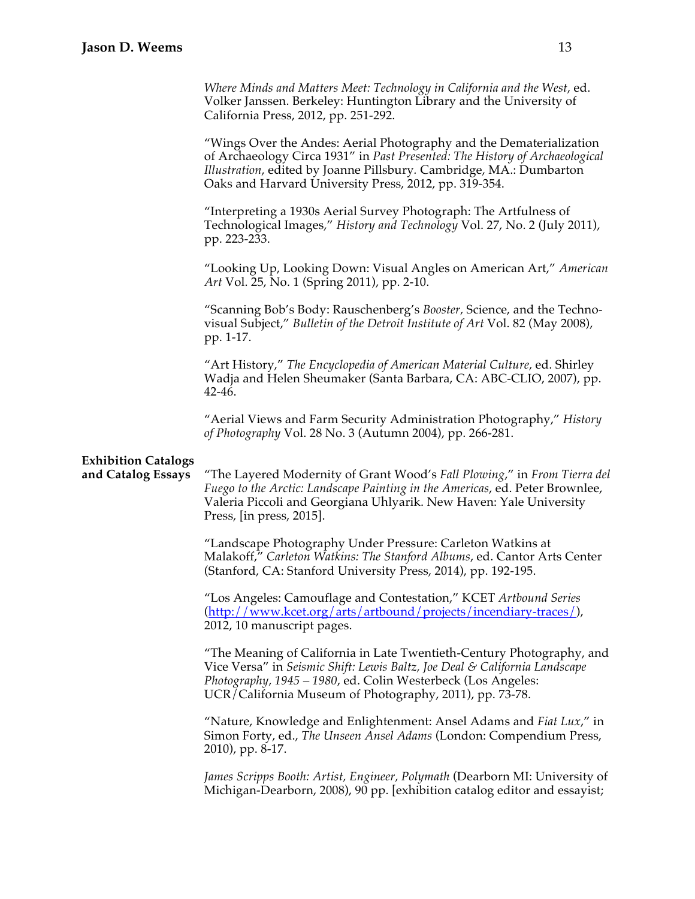*Where Minds and Matters Meet: Technology in California and the West*, ed. Volker Janssen. Berkeley: Huntington Library and the University of California Press, 2012, pp. 251-292.

"Wings Over the Andes: Aerial Photography and the Dematerialization of Archaeology Circa 1931" in *Past Presented: The History of Archaeological Illustration*, edited by Joanne Pillsbury. Cambridge, MA.: Dumbarton Oaks and Harvard University Press, 2012, pp. 319-354.

"Interpreting a 1930s Aerial Survey Photograph: The Artfulness of Technological Images," *History and Technology* Vol. 27, No. 2 (July 2011), pp. 223-233.

"Looking Up, Looking Down: Visual Angles on American Art," *American Art* Vol. 25, No. 1 (Spring 2011), pp. 2-10.

"Scanning Bob's Body: Rauschenberg's *Booster*, Science, and the Techno-visual Subject," *Bulletin of the Detroit Institute of Art* Vol. 82 (May 2008), pp. 1-17.

"Art History," *The Encyclopedia of American Material Culture*, ed. Shirley Wadja and Helen Sheumaker (Santa Barbara, CA: ABC-CLIO, 2007), pp. 42-46.

"Aerial Views and Farm Security Administration Photography," *History of Photography* Vol. 28 No. 3 (Autumn 2004), pp. 266-281.

**Exhibition Catalogs and Catalog Essays**

"The Layered Modernity of Grant Wood's *Fall Plowing*," in *From Tierra del Fuego to the Arctic: Landscape Painting in the Americas*, ed. Peter Brownlee, Valeria Piccoli and Georgiana Uhlyarik. New Haven: Yale University Press, [in press, 2015].

"Landscape Photography Under Pressure: Carleton Watkins at Malakoff," *Carleton Watkins: The Stanford Albums*, ed. Cantor Arts Center (Stanford, CA: Stanford University Press, 2014), pp. 192-195.

"Los Angeles: Camouflage and Contestation," KCET *Artbound Series* (http://www.kcet.org/arts/artbound/projects/incendiary-traces/), 2012, 10 manuscript pages.

"The Meaning of California in Late Twentieth-Century Photography, and Vice Versa" in *Seismic Shift: Lewis Baltz, Joe Deal & California Landscape Photography, 1945 – 1980*, ed. Colin Westerbeck (Los Angeles: UCR/California Museum of Photography, 2011), pp. 73-78.

"Nature, Knowledge and Enlightenment: Ansel Adams and *Fiat Lux*," in Simon Forty, ed., *The Unseen Ansel Adams* (London: Compendium Press, 2010), pp. 8-17.

*James Scripps Booth: Artist, Engineer, Polymath* (Dearborn MI: University of Michigan-Dearborn, 2008), 90 pp. [exhibition catalog editor and essayist;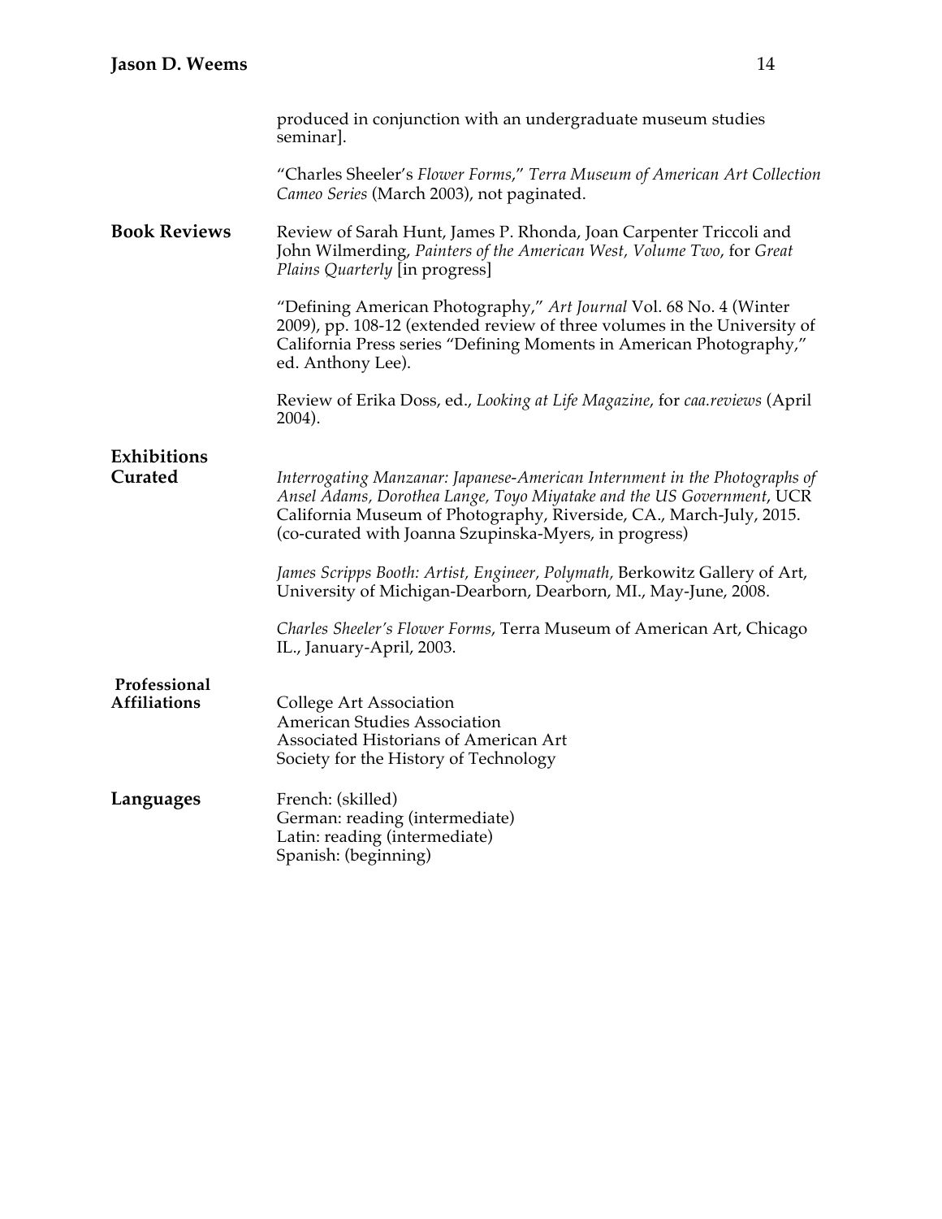produced in conjunction with an undergraduate museum studies seminar].

"Charles Sheeler's *Flower Forms*," *Terra Museum of American Art Collection Cameo Series* (March 2003), not paginated.

**Book Reviews**

Review of Sarah Hunt, James P. Rhonda, Joan Carpenter Triccoli and John Wilmerding, *Painters of the American West, Volume Two*, for *Great Plains Quarterly* [in progress]

"Defining American Photography," *Art Journal* Vol. 68 No. 4 (Winter 2009), pp. 108-12 (extended review of three volumes in the University of California Press series "Defining Moments in American Photography," ed. Anthony Lee).

Review of Erika Doss, ed., *Looking at Life Magazine*, for *caa.reviews* (April 2004).

**Exhibitions Curated**

*Interrogating Manzanar: Japanese-American Internment in the Photographs of Ansel Adams, Dorothea Lange, Toyo Miyatake and the US Government*, UCR California Museum of Photography, Riverside, CA., March-July, 2015. (co-curated with Joanna Szupinska-Myers, in progress)

*James Scripps Booth: Artist, Engineer, Polymath*, Berkowitz Gallery of Art, University of Michigan-Dearborn, Dearborn, MI., May-June, 2008.

*Charles Sheeler's Flower Forms*, Terra Museum of American Art, Chicago IL., January-April, 2003.

**Professional Affiliations**

College Art Association
American Studies Association
Associated Historians of American Art
Society for the History of Technology

**Languages**

French: (skilled)
German: reading (intermediate)
Latin: reading (intermediate)
Spanish: (beginning)